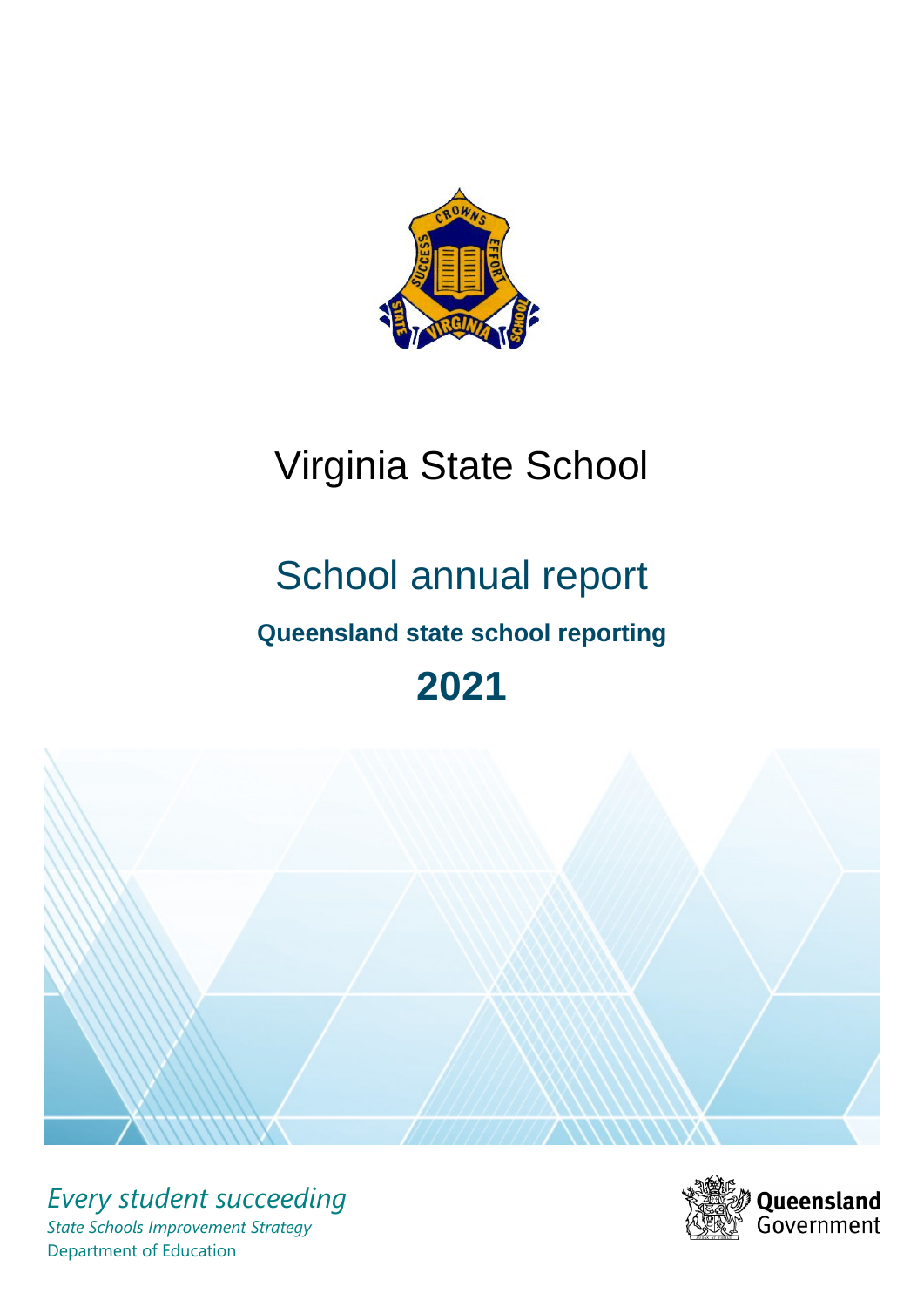# Virginia State School

## School annual report

**Queensland state school reporting**

# 2021

*Every student succeeding*

*State Schools Improvement Strategy*

Department of Education

Queensland Government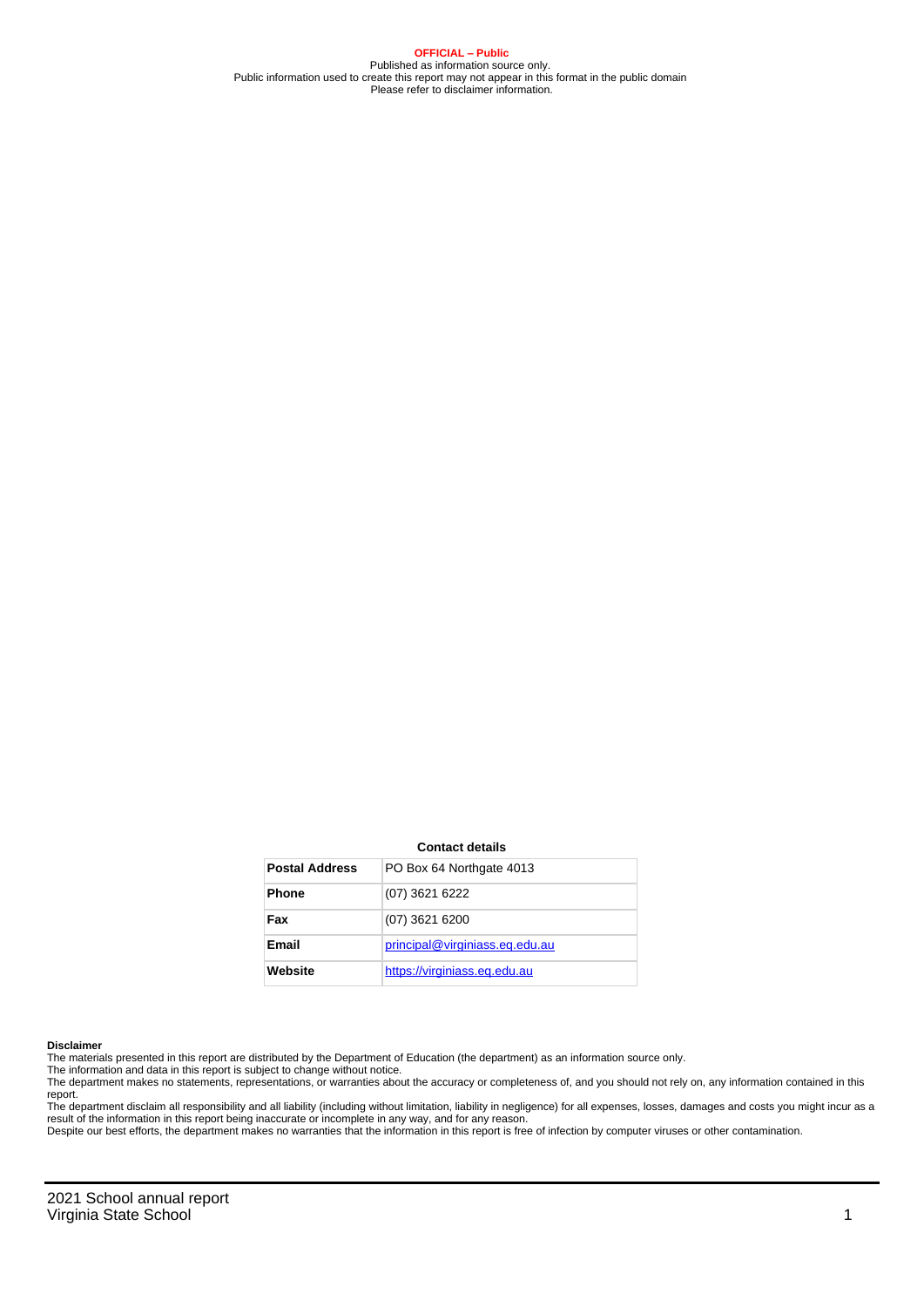**OFFICIAL – Public**
Published as information source only.
Public information used to create this report may not appear in this format in the public domain
Please refer to disclaimer information.

**Contact details**

| | |
|---|---|
| **Postal Address** | PO Box 64 Northgate 4013 |
| **Phone** | (07) 3621 6222 |
| **Fax** | (07) 3621 6200 |
| **Email** | principal@virginiass.eq.edu.au |
| **Website** | https://virginiass.eq.edu.au |

**Disclaimer**
The materials presented in this report are distributed by the Department of Education (the department) as an information source only.
The information and data in this report is subject to change without notice.
The department makes no statements, representations, or warranties about the accuracy or completeness of, and you should not rely on, any information contained in this report.
The department disclaim all responsibility and all liability (including without limitation, liability in negligence) for all expenses, losses, damages and costs you might incur as a result of the information in this report being inaccurate or incomplete in any way, and for any reason.
Despite our best efforts, the department makes no warranties that the information in this report is free of infection by computer viruses or other contamination.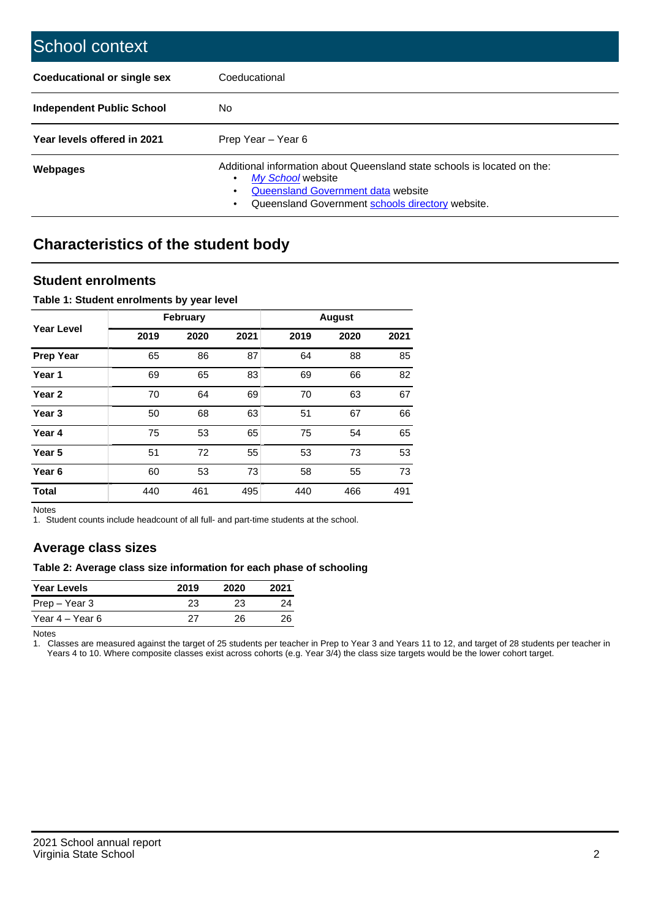# School context

| | |
|---|---|
| **Coeducational or single sex** | Coeducational |
| **Independent Public School** | No |
| **Year levels offered in 2021** | Prep Year – Year 6 |
| **Webpages** | Additional information about Queensland state schools is located on the: • *My School* website • Queensland Government data website • Queensland Government schools directory website. |

## Characteristics of the student body

### Student enrolments

**Table 1: Student enrolments by year level**

| Year Level | February | | | August | | |
|---|---|---|---|---|---|---|
| | 2019 | 2020 | 2021 | 2019 | 2020 | 2021 |
| **Prep Year** | 65 | 86 | 87 | 64 | 88 | 85 |
| **Year 1** | 69 | 65 | 83 | 69 | 66 | 82 |
| **Year 2** | 70 | 64 | 69 | 70 | 63 | 67 |
| **Year 3** | 50 | 68 | 63 | 51 | 67 | 66 |
| **Year 4** | 75 | 53 | 65 | 75 | 54 | 65 |
| **Year 5** | 51 | 72 | 55 | 53 | 73 | 53 |
| **Year 6** | 60 | 53 | 73 | 58 | 55 | 73 |
| **Total** | 440 | 461 | 495 | 440 | 466 | 491 |

Notes
1. Student counts include headcount of all full- and part-time students at the school.

### Average class sizes

**Table 2: Average class size information for each phase of schooling**

| Year Levels | 2019 | 2020 | 2021 |
|---|---|---|---|
| Prep – Year 3 | 23 | 23 | 24 |
| Year 4 – Year 6 | 27 | 26 | 26 |

Notes
1. Classes are measured against the target of 25 students per teacher in Prep to Year 3 and Years 11 to 12, and target of 28 students per teacher in Years 4 to 10. Where composite classes exist across cohorts (e.g. Year 3/4) the class size targets would be the lower cohort target.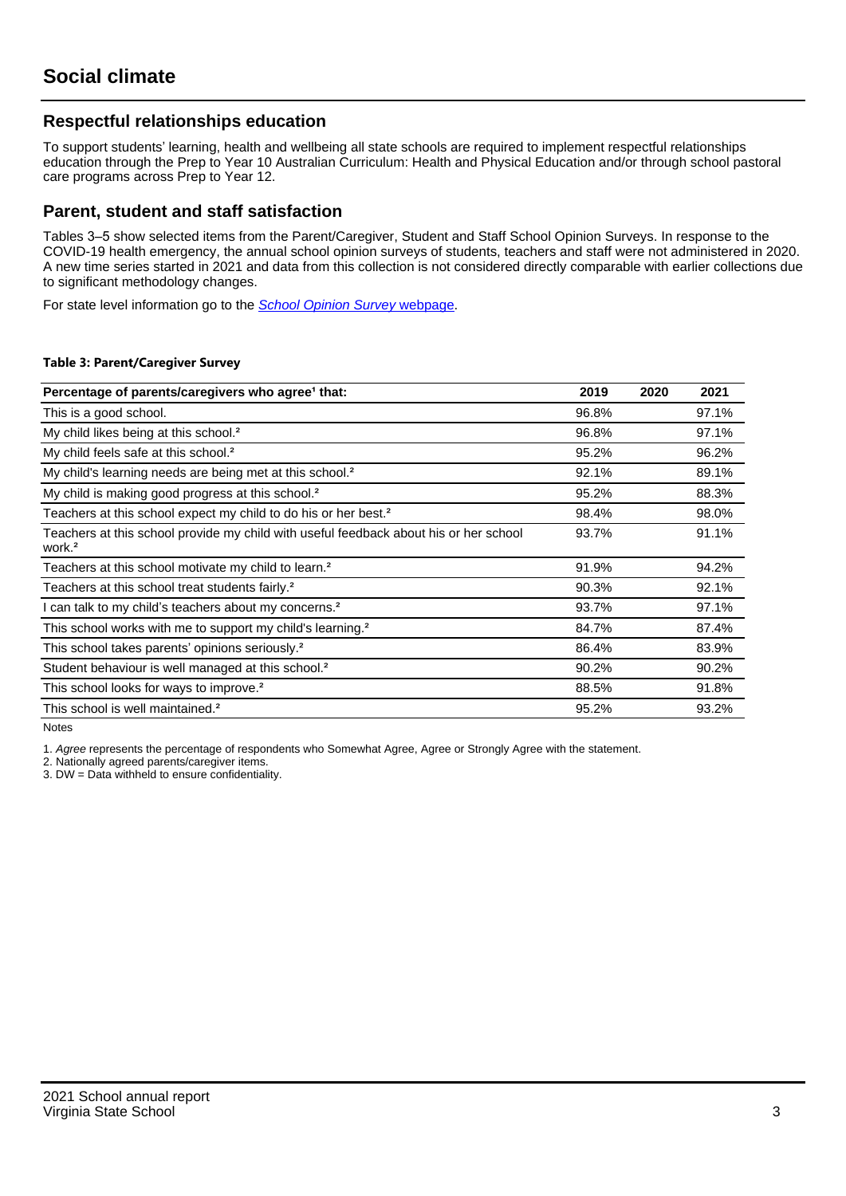# Social climate

## Respectful relationships education

To support students' learning, health and wellbeing all state schools are required to implement respectful relationships education through the Prep to Year 10 Australian Curriculum: Health and Physical Education and/or through school pastoral care programs across Prep to Year 12.

## Parent, student and staff satisfaction

Tables 3–5 show selected items from the Parent/Caregiver, Student and Staff School Opinion Surveys. In response to the COVID-19 health emergency, the annual school opinion surveys of students, teachers and staff were not administered in 2020. A new time series started in 2021 and data from this collection is not considered directly comparable with earlier collections due to significant methodology changes.

For state level information go to the *School Opinion Survey* webpage.

**Table 3: Parent/Caregiver Survey**

| Percentage of parents/caregivers who agree[1] that: | 2019 | 2020 | 2021 |
|---|---|---|---|
| This is a good school. | 96.8% | | 97.1% |
| My child likes being at this school.[2] | 96.8% | | 97.1% |
| My child feels safe at this school.[2] | 95.2% | | 96.2% |
| My child's learning needs are being met at this school.[2] | 92.1% | | 89.1% |
| My child is making good progress at this school.[2] | 95.2% | | 88.3% |
| Teachers at this school expect my child to do his or her best.[2] | 98.4% | | 98.0% |
| Teachers at this school provide my child with useful feedback about his or her school work.[2] | 93.7% | | 91.1% |
| Teachers at this school motivate my child to learn.[2] | 91.9% | | 94.2% |
| Teachers at this school treat students fairly.[2] | 90.3% | | 92.1% |
| I can talk to my child's teachers about my concerns.[2] | 93.7% | | 97.1% |
| This school works with me to support my child's learning.[2] | 84.7% | | 87.4% |
| This school takes parents' opinions seriously.[2] | 86.4% | | 83.9% |
| Student behaviour is well managed at this school.[2] | 90.2% | | 90.2% |
| This school looks for ways to improve.[2] | 88.5% | | 91.8% |
| This school is well maintained.[2] | 95.2% | | 93.2% |

Notes

1. *Agree* represents the percentage of respondents who Somewhat Agree, Agree or Strongly Agree with the statement.
2. Nationally agreed parents/caregiver items.
3. DW = Data withheld to ensure confidentiality.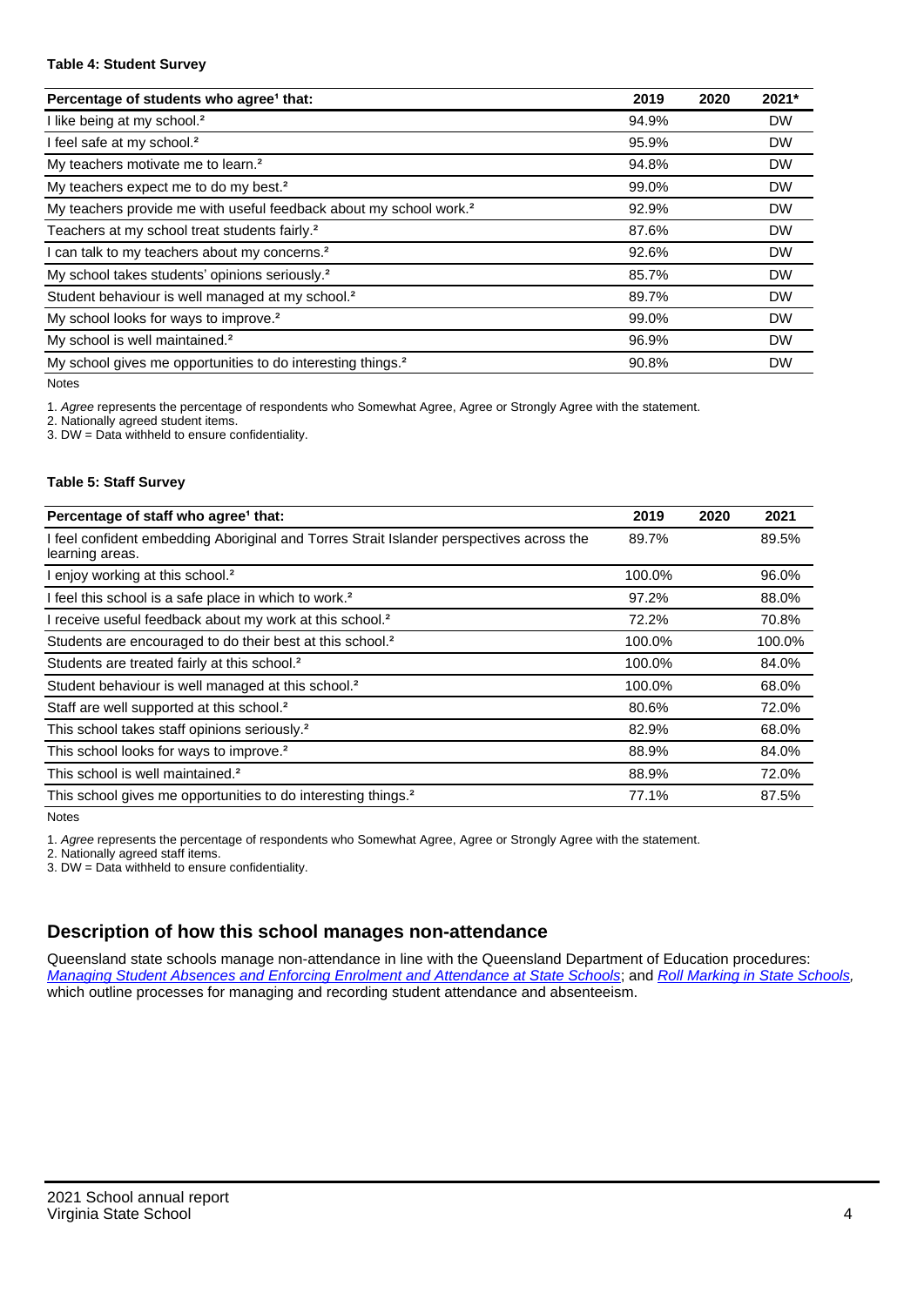**Table 4: Student Survey**

| Percentage of students who agree[1] that: | 2019 | 2020 | 2021* |
|---|---|---|---|
| I like being at my school.[2] | 94.9% | | DW |
| I feel safe at my school.[2] | 95.9% | | DW |
| My teachers motivate me to learn.[2] | 94.8% | | DW |
| My teachers expect me to do my best.[2] | 99.0% | | DW |
| My teachers provide me with useful feedback about my school work.[2] | 92.9% | | DW |
| Teachers at my school treat students fairly.[2] | 87.6% | | DW |
| I can talk to my teachers about my concerns.[2] | 92.6% | | DW |
| My school takes students' opinions seriously.[2] | 85.7% | | DW |
| Student behaviour is well managed at my school.[2] | 89.7% | | DW |
| My school looks for ways to improve.[2] | 99.0% | | DW |
| My school is well maintained.[2] | 96.9% | | DW |
| My school gives me opportunities to do interesting things.[2] | 90.8% | | DW |

Notes

1. *Agree* represents the percentage of respondents who Somewhat Agree, Agree or Strongly Agree with the statement.
2. Nationally agreed student items.
3. DW = Data withheld to ensure confidentiality.

**Table 5: Staff Survey**

| Percentage of staff who agree[1] that: | 2019 | 2020 | 2021 |
|---|---|---|---|
| I feel confident embedding Aboriginal and Torres Strait Islander perspectives across the learning areas. | 89.7% | | 89.5% |
| I enjoy working at this school.[2] | 100.0% | | 96.0% |
| I feel this school is a safe place in which to work.[2] | 97.2% | | 88.0% |
| I receive useful feedback about my work at this school.[2] | 72.2% | | 70.8% |
| Students are encouraged to do their best at this school.[2] | 100.0% | | 100.0% |
| Students are treated fairly at this school.[2] | 100.0% | | 84.0% |
| Student behaviour is well managed at this school.[2] | 100.0% | | 68.0% |
| Staff are well supported at this school.[2] | 80.6% | | 72.0% |
| This school takes staff opinions seriously.[2] | 82.9% | | 68.0% |
| This school looks for ways to improve.[2] | 88.9% | | 84.0% |
| This school is well maintained.[2] | 88.9% | | 72.0% |
| This school gives me opportunities to do interesting things.[2] | 77.1% | | 87.5% |

Notes

1. *Agree* represents the percentage of respondents who Somewhat Agree, Agree or Strongly Agree with the statement.
2. Nationally agreed staff items.
3. DW = Data withheld to ensure confidentiality.

## Description of how this school manages non-attendance

Queensland state schools manage non-attendance in line with the Queensland Department of Education procedures: *Managing Student Absences and Enforcing Enrolment and Attendance at State Schools*; and *Roll Marking in State Schools*, which outline processes for managing and recording student attendance and absenteeism.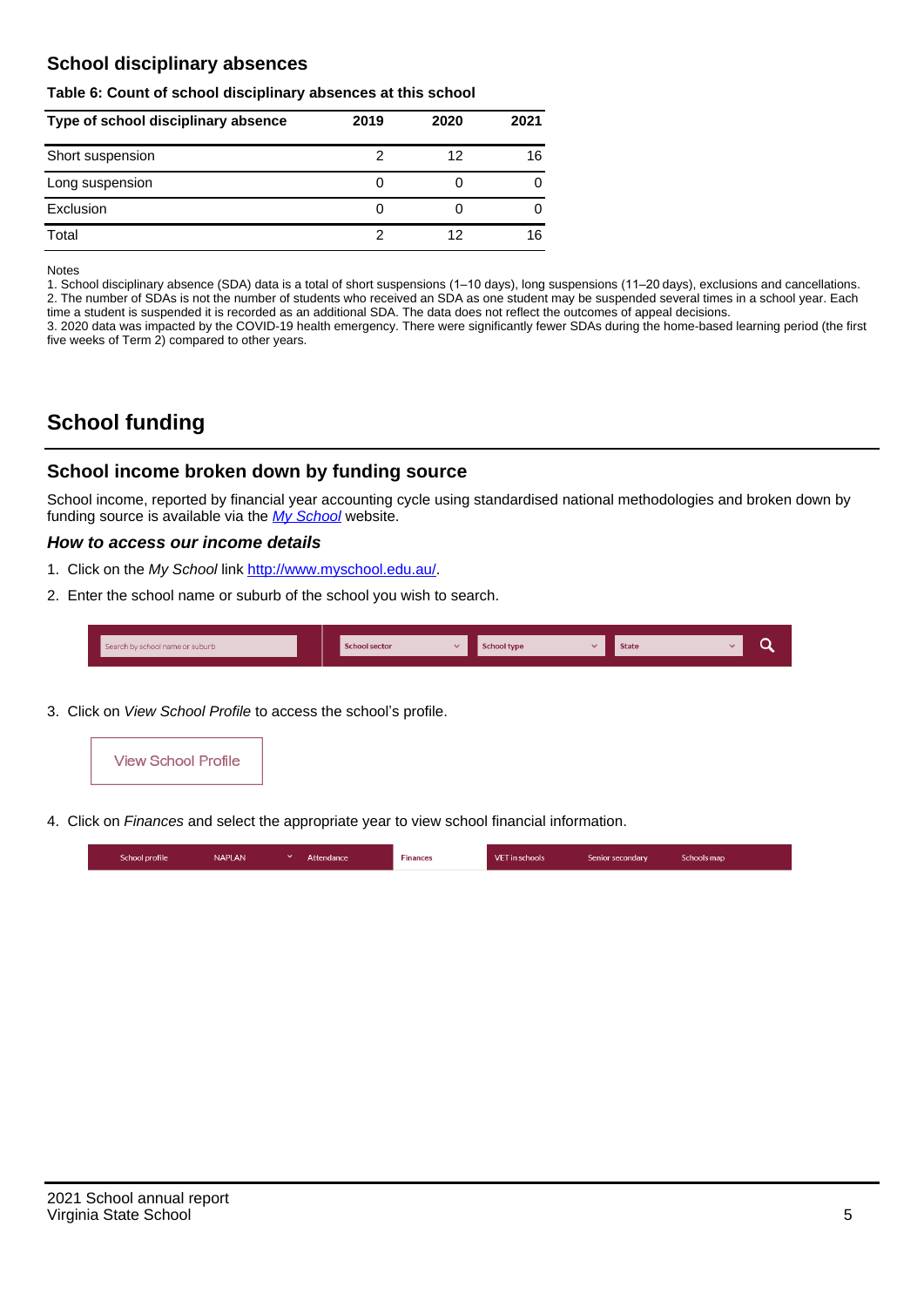## School disciplinary absences

**Table 6: Count of school disciplinary absences at this school**

| Type of school disciplinary absence | 2019 | 2020 | 2021 |
|---|---|---|---|
| Short suspension | 2 | 12 | 16 |
| Long suspension | 0 | 0 | 0 |
| Exclusion | 0 | 0 | 0 |
| Total | 2 | 12 | 16 |

Notes

1. School disciplinary absence (SDA) data is a total of short suspensions (1–10 days), long suspensions (11–20 days), exclusions and cancellations.
2. The number of SDAs is not the number of students who received an SDA as one student may be suspended several times in a school year. Each time a student is suspended it is recorded as an additional SDA. The data does not reflect the outcomes of appeal decisions.
3. 2020 data was impacted by the COVID-19 health emergency. There were significantly fewer SDAs during the home-based learning period (the first five weeks of Term 2) compared to other years.

# School funding

## School income broken down by funding source

School income, reported by financial year accounting cycle using standardised national methodologies and broken down by funding source is available via the *My School* website.

### *How to access our income details*

1. Click on the *My School* link http://www.myschool.edu.au/.
2. Enter the school name or suburb of the school you wish to search.

Search by school name or suburb | School sector | School type | State

3. Click on *View School Profile* to access the school's profile.

View School Profile

4. Click on *Finances* and select the appropriate year to view school financial information.

School profile | NAPLAN | Attendance | Finances | VET in schools | Senior secondary | Schools map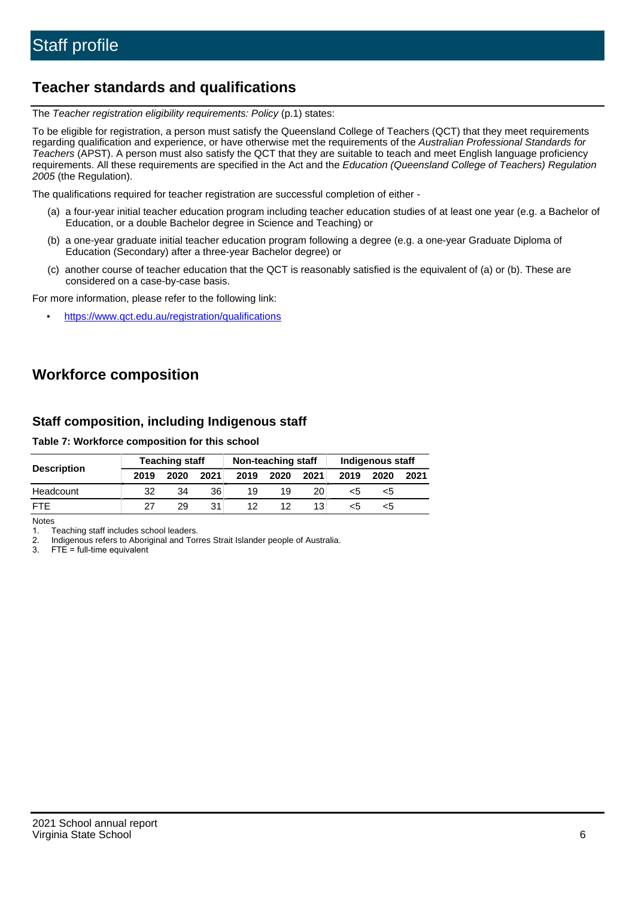# Staff profile

## Teacher standards and qualifications

The *Teacher registration eligibility requirements: Policy* (p.1) states:

To be eligible for registration, a person must satisfy the Queensland College of Teachers (QCT) that they meet requirements regarding qualification and experience, or have otherwise met the requirements of the *Australian Professional Standards for Teachers* (APST). A person must also satisfy the QCT that they are suitable to teach and meet English language proficiency requirements. All these requirements are specified in the Act and the *Education (Queensland College of Teachers) Regulation 2005* (the Regulation).

The qualifications required for teacher registration are successful completion of either -

(a) a four-year initial teacher education program including teacher education studies of at least one year (e.g. a Bachelor of Education, or a double Bachelor degree in Science and Teaching) or

(b) a one-year graduate initial teacher education program following a degree (e.g. a one-year Graduate Diploma of Education (Secondary) after a three-year Bachelor degree) or

(c) another course of teacher education that the QCT is reasonably satisfied is the equivalent of (a) or (b). These are considered on a case-by-case basis.

For more information, please refer to the following link:

- https://www.qct.edu.au/registration/qualifications

## Workforce composition

### Staff composition, including Indigenous staff

**Table 7: Workforce composition for this school**

| Description | Teaching staff | | | Non-teaching staff | | | Indigenous staff | | |
|---|---|---|---|---|---|---|---|---|---|
| | 2019 | 2020 | 2021 | 2019 | 2020 | 2021 | 2019 | 2020 | 2021 |
| Headcount | 32 | 34 | 36 | 19 | 19 | 20 | <5 | <5 | |
| FTE | 27 | 29 | 31 | 12 | 12 | 13 | <5 | <5 | |

Notes

1. Teaching staff includes school leaders.
2. Indigenous refers to Aboriginal and Torres Strait Islander people of Australia.
3. FTE = full-time equivalent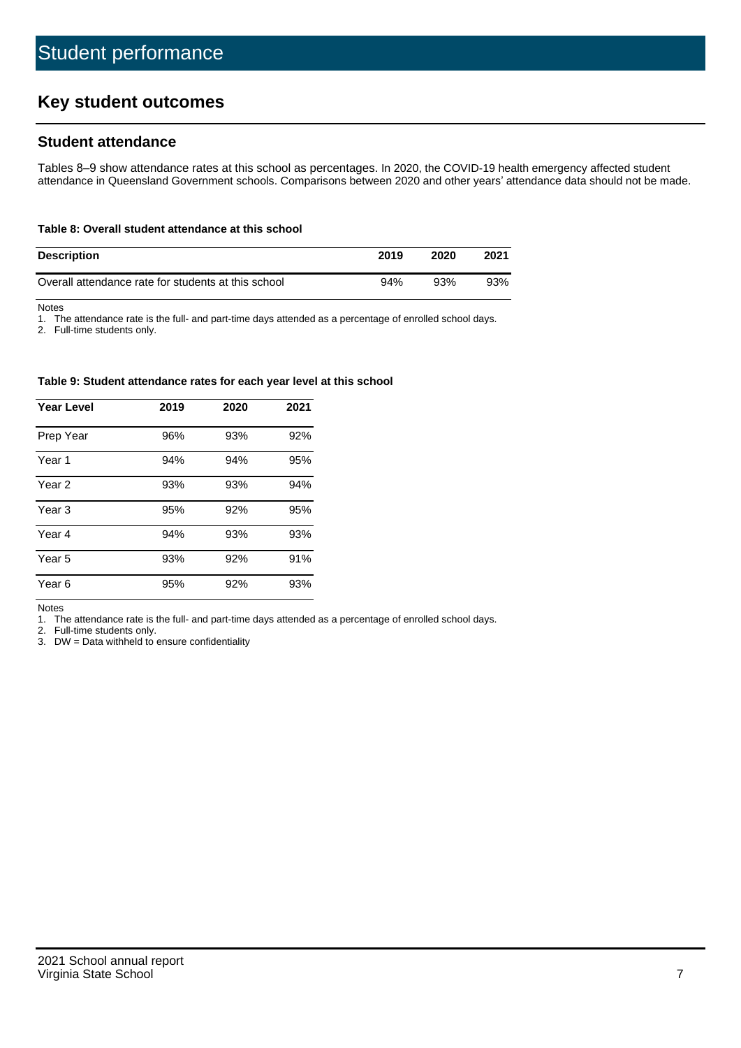# Student performance

## Key student outcomes

### Student attendance

Tables 8–9 show attendance rates at this school as percentages. In 2020, the COVID-19 health emergency affected student attendance in Queensland Government schools. Comparisons between 2020 and other years' attendance data should not be made.

**Table 8: Overall student attendance at this school**

| Description | 2019 | 2020 | 2021 |
|---|---|---|---|
| Overall attendance rate for students at this school | 94% | 93% | 93% |

Notes
1. The attendance rate is the full- and part-time days attended as a percentage of enrolled school days.
2. Full-time students only.

**Table 9: Student attendance rates for each year level at this school**

| Year Level | 2019 | 2020 | 2021 |
|---|---|---|---|
| Prep Year | 96% | 93% | 92% |
| Year 1 | 94% | 94% | 95% |
| Year 2 | 93% | 93% | 94% |
| Year 3 | 95% | 92% | 95% |
| Year 4 | 94% | 93% | 93% |
| Year 5 | 93% | 92% | 91% |
| Year 6 | 95% | 92% | 93% |

Notes
1. The attendance rate is the full- and part-time days attended as a percentage of enrolled school days.
2. Full-time students only.
3. DW = Data withheld to ensure confidentiality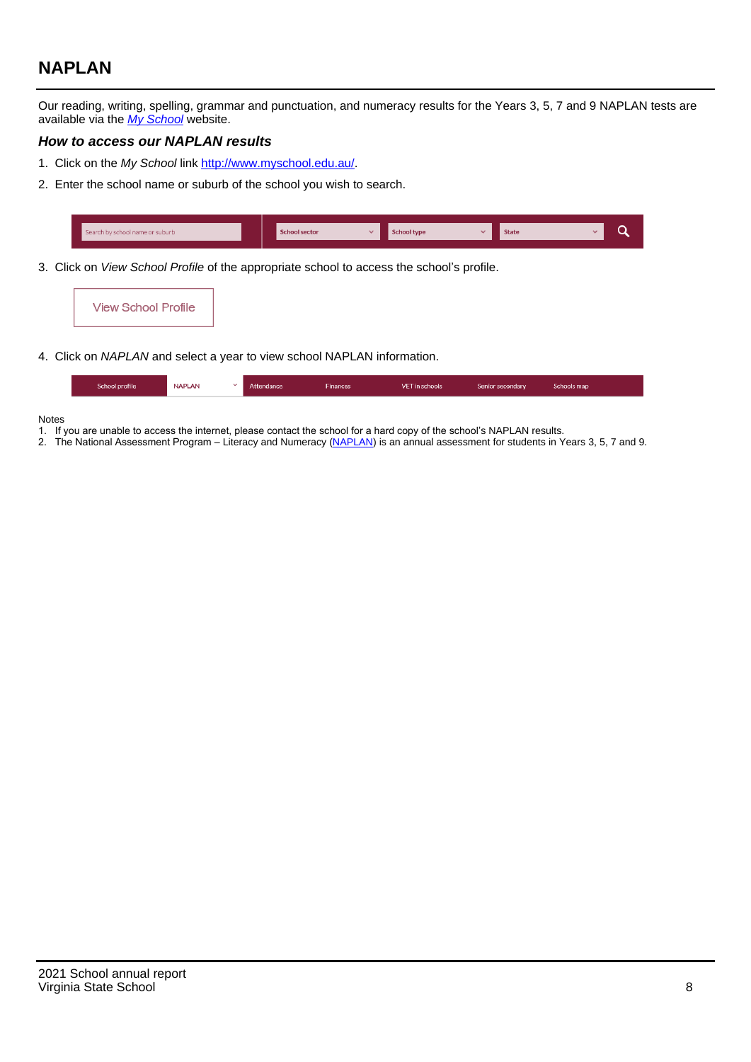## NAPLAN

Our reading, writing, spelling, grammar and punctuation, and numeracy results for the Years 3, 5, 7 and 9 NAPLAN tests are available via the [*My School*](http://www.myschool.edu.au/) website.

### *How to access our NAPLAN results*

1. Click on the *My School* link [http://www.myschool.edu.au/](http://www.myschool.edu.au/).
2. Enter the school name or suburb of the school you wish to search.

Search by school name or suburb | School sector | School type | State

3. Click on *View School Profile* of the appropriate school to access the school's profile.

View School Profile

4. Click on *NAPLAN* and select a year to view school NAPLAN information.

School profile | NAPLAN | Attendance | Finances | VET in schools | Senior secondary | Schools map

Notes
1. If you are unable to access the internet, please contact the school for a hard copy of the school's NAPLAN results.
2. The National Assessment Program – Literacy and Numeracy (NAPLAN) is an annual assessment for students in Years 3, 5, 7 and 9.